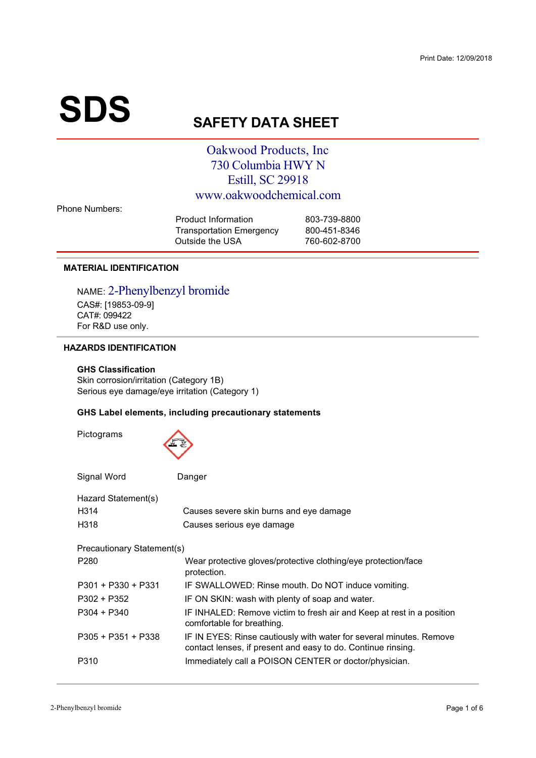Print Date: 12/09/2018

# SDS

## SAFETY DATA SHEET

Oakwood Products, Inc
730 Columbia HWY N
Estill, SC 29918
www.oakwoodchemical.com

Phone Numbers:

| | |
|---|---|
| Product Information | 803-739-8800 |
| Transportation Emergency | 800-451-8346 |
| Outside the USA | 760-602-8700 |

### MATERIAL IDENTIFICATION

NAME: 2-Phenylbenzyl bromide
CAS#: [19853-09-9]
CAT#: 099422
For R&D use only.

### HAZARDS IDENTIFICATION

**GHS Classification**
Skin corrosion/irritation (Category 1B)
Serious eye damage/eye irritation (Category 1)

**GHS Label elements, including precautionary statements**

Pictograms

Signal Word: Danger

Hazard Statement(s)

| | |
|---|---|
| H314 | Causes severe skin burns and eye damage |
| H318 | Causes serious eye damage |

Precautionary Statement(s)

| | |
|---|---|
| P280 | Wear protective gloves/protective clothing/eye protection/face protection. |
| P301 + P330 + P331 | IF SWALLOWED: Rinse mouth. Do NOT induce vomiting. |
| P302 + P352 | IF ON SKIN: wash with plenty of soap and water. |
| P304 + P340 | IF INHALED: Remove victim to fresh air and Keep at rest in a position comfortable for breathing. |
| P305 + P351 + P338 | IF IN EYES: Rinse cautiously with water for several minutes. Remove contact lenses, if present and easy to do. Continue rinsing. |
| P310 | Immediately call a POISON CENTER or doctor/physician. |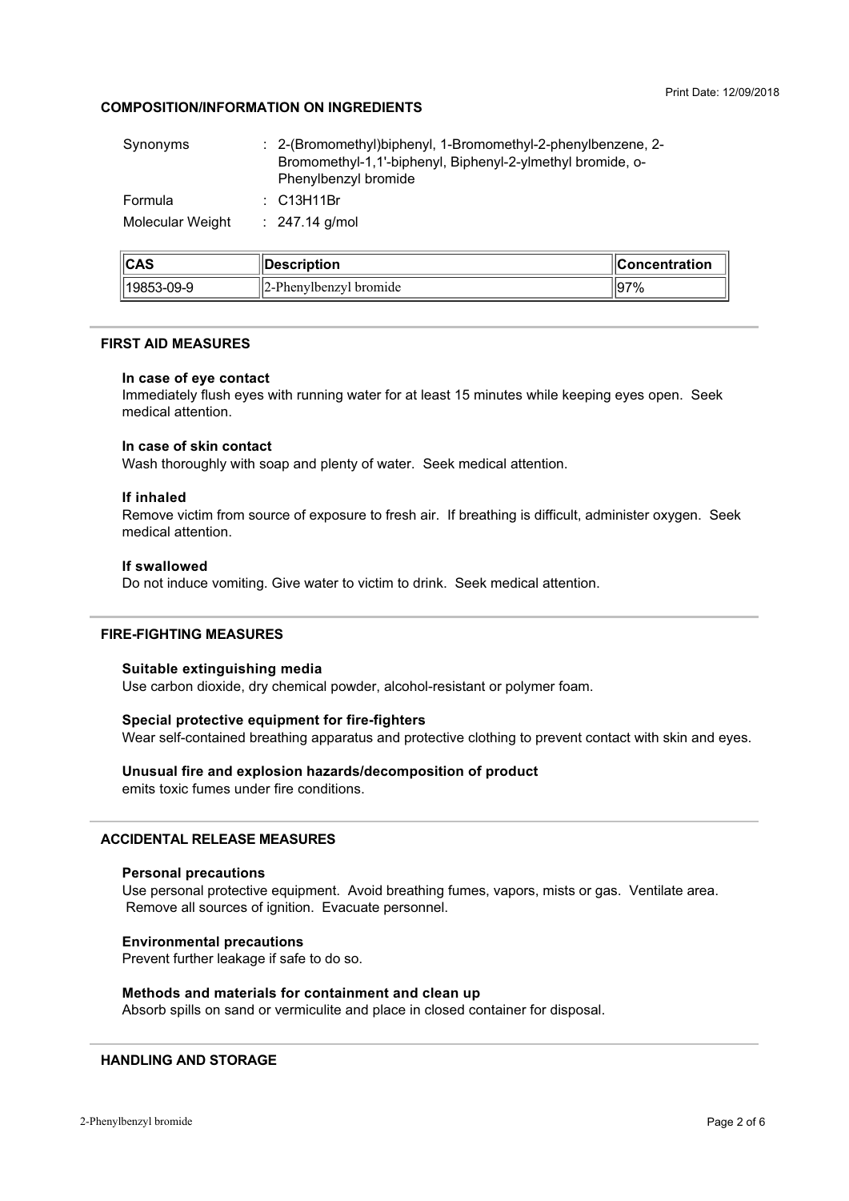## COMPOSITION/INFORMATION ON INGREDIENTS

| | |
|---|---|
| Synonyms | : 2-(Bromomethyl)biphenyl, 1-Bromomethyl-2-phenylbenzene, 2-Bromomethyl-1,1'-biphenyl, Biphenyl-2-ylmethyl bromide, o-Phenylbenzyl bromide |
| Formula | : $C_{13}H_{11}Br$ |
| Molecular Weight | : 247.14 g/mol |

| CAS | Description | Concentration |
|---|---|---|
| 19853-09-9 | 2-Phenylbenzyl bromide | 97% |

## FIRST AID MEASURES

### In case of eye contact

Immediately flush eyes with running water for at least 15 minutes while keeping eyes open. Seek medical attention.

### In case of skin contact

Wash thoroughly with soap and plenty of water. Seek medical attention.

### If inhaled

Remove victim from source of exposure to fresh air. If breathing is difficult, administer oxygen. Seek medical attention.

### If swallowed

Do not induce vomiting. Give water to victim to drink. Seek medical attention.

## FIRE-FIGHTING MEASURES

### Suitable extinguishing media

Use carbon dioxide, dry chemical powder, alcohol-resistant or polymer foam.

### Special protective equipment for fire-fighters

Wear self-contained breathing apparatus and protective clothing to prevent contact with skin and eyes.

### Unusual fire and explosion hazards/decomposition of product

emits toxic fumes under fire conditions.

## ACCIDENTAL RELEASE MEASURES

### Personal precautions

Use personal protective equipment. Avoid breathing fumes, vapors, mists or gas. Ventilate area. Remove all sources of ignition. Evacuate personnel.

### Environmental precautions

Prevent further leakage if safe to do so.

### Methods and materials for containment and clean up

Absorb spills on sand or vermiculite and place in closed container for disposal.

## HANDLING AND STORAGE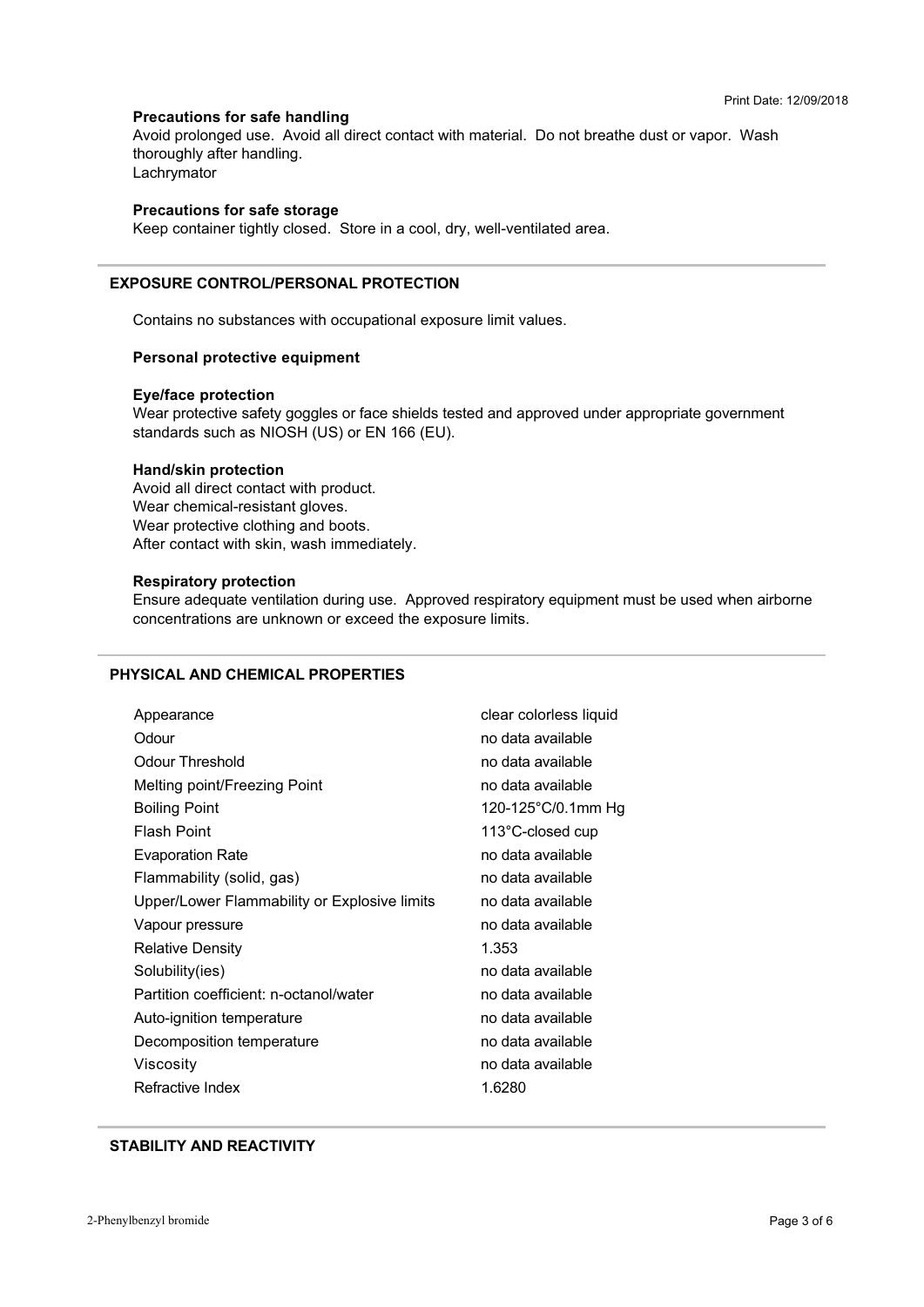### Precautions for safe handling

Avoid prolonged use. Avoid all direct contact with material. Do not breathe dust or vapor. Wash thoroughly after handling.
Lachrymator

### Precautions for safe storage

Keep container tightly closed. Store in a cool, dry, well-ventilated area.

## EXPOSURE CONTROL/PERSONAL PROTECTION

Contains no substances with occupational exposure limit values.

### Personal protective equipment

### Eye/face protection

Wear protective safety goggles or face shields tested and approved under appropriate government standards such as NIOSH (US) or EN 166 (EU).

### Hand/skin protection

Avoid all direct contact with product.
Wear chemical-resistant gloves.
Wear protective clothing and boots.
After contact with skin, wash immediately.

### Respiratory protection

Ensure adequate ventilation during use. Approved respiratory equipment must be used when airborne concentrations are unknown or exceed the exposure limits.

## PHYSICAL AND CHEMICAL PROPERTIES

| Property | Value |
|---|---|
| Appearance | clear colorless liquid |
| Odour | no data available |
| Odour Threshold | no data available |
| Melting point/Freezing Point | no data available |
| Boiling Point | 120-125°C/0.1mm Hg |
| Flash Point | 113°C-closed cup |
| Evaporation Rate | no data available |
| Flammability (solid, gas) | no data available |
| Upper/Lower Flammability or Explosive limits | no data available |
| Vapour pressure | no data available |
| Relative Density | 1.353 |
| Solubility(ies) | no data available |
| Partition coefficient: n-octanol/water | no data available |
| Auto-ignition temperature | no data available |
| Decomposition temperature | no data available |
| Viscosity | no data available |
| Refractive Index | 1.6280 |

## STABILITY AND REACTIVITY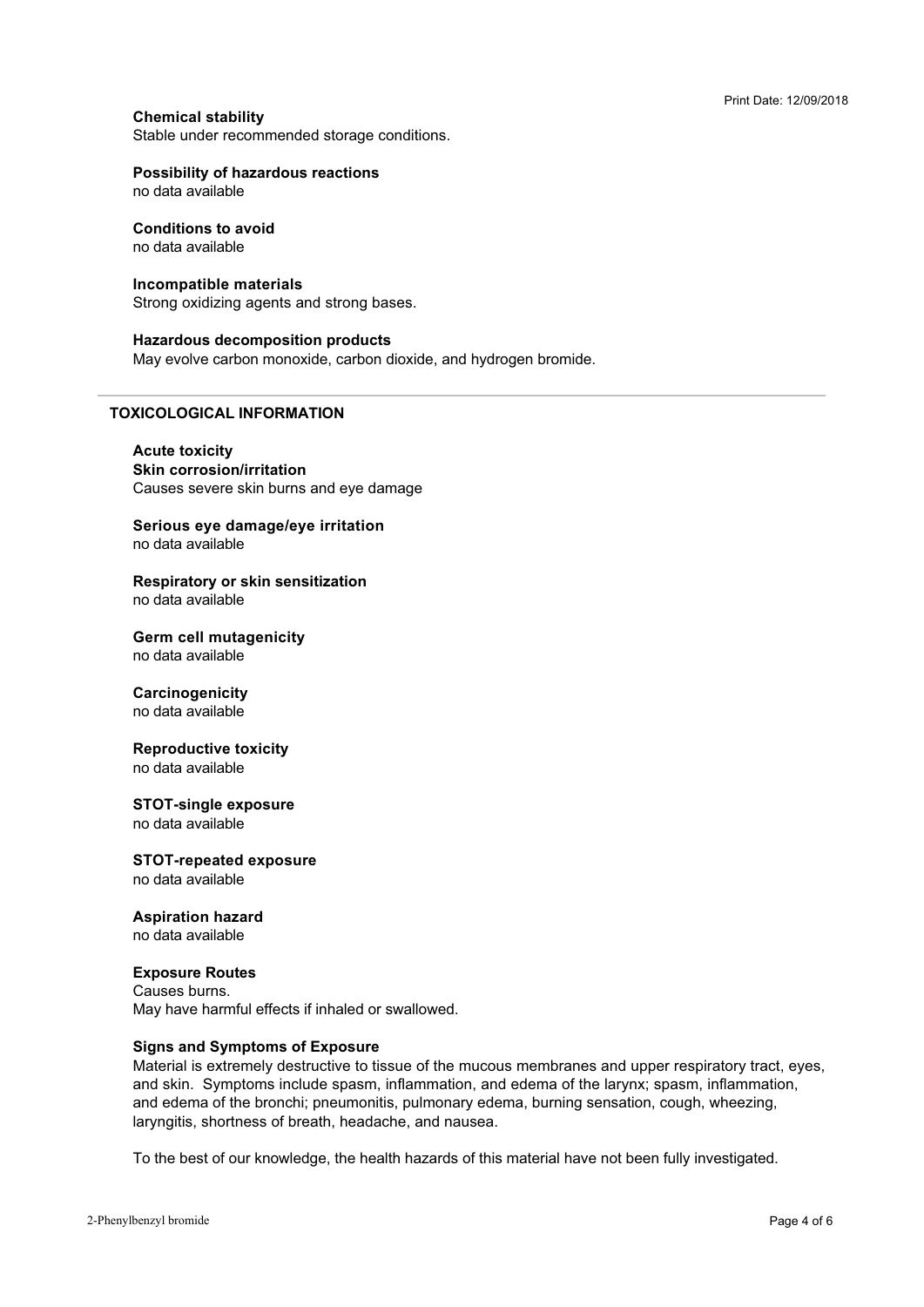**Chemical stability**
Stable under recommended storage conditions.

**Possibility of hazardous reactions**
no data available

**Conditions to avoid**
no data available

**Incompatible materials**
Strong oxidizing agents and strong bases.

**Hazardous decomposition products**
May evolve carbon monoxide, carbon dioxide, and hydrogen bromide.

## TOXICOLOGICAL INFORMATION

**Acute toxicity**

**Skin corrosion/irritation**
Causes severe skin burns and eye damage

**Serious eye damage/eye irritation**
no data available

**Respiratory or skin sensitization**
no data available

**Germ cell mutagenicity**
no data available

**Carcinogenicity**
no data available

**Reproductive toxicity**
no data available

**STOT-single exposure**
no data available

**STOT-repeated exposure**
no data available

**Aspiration hazard**
no data available

**Exposure Routes**
Causes burns.
May have harmful effects if inhaled or swallowed.

**Signs and Symptoms of Exposure**
Material is extremely destructive to tissue of the mucous membranes and upper respiratory tract, eyes, and skin. Symptoms include spasm, inflammation, and edema of the larynx; spasm, inflammation, and edema of the bronchi; pneumonitis, pulmonary edema, burning sensation, cough, wheezing, laryngitis, shortness of breath, headache, and nausea.

To the best of our knowledge, the health hazards of this material have not been fully investigated.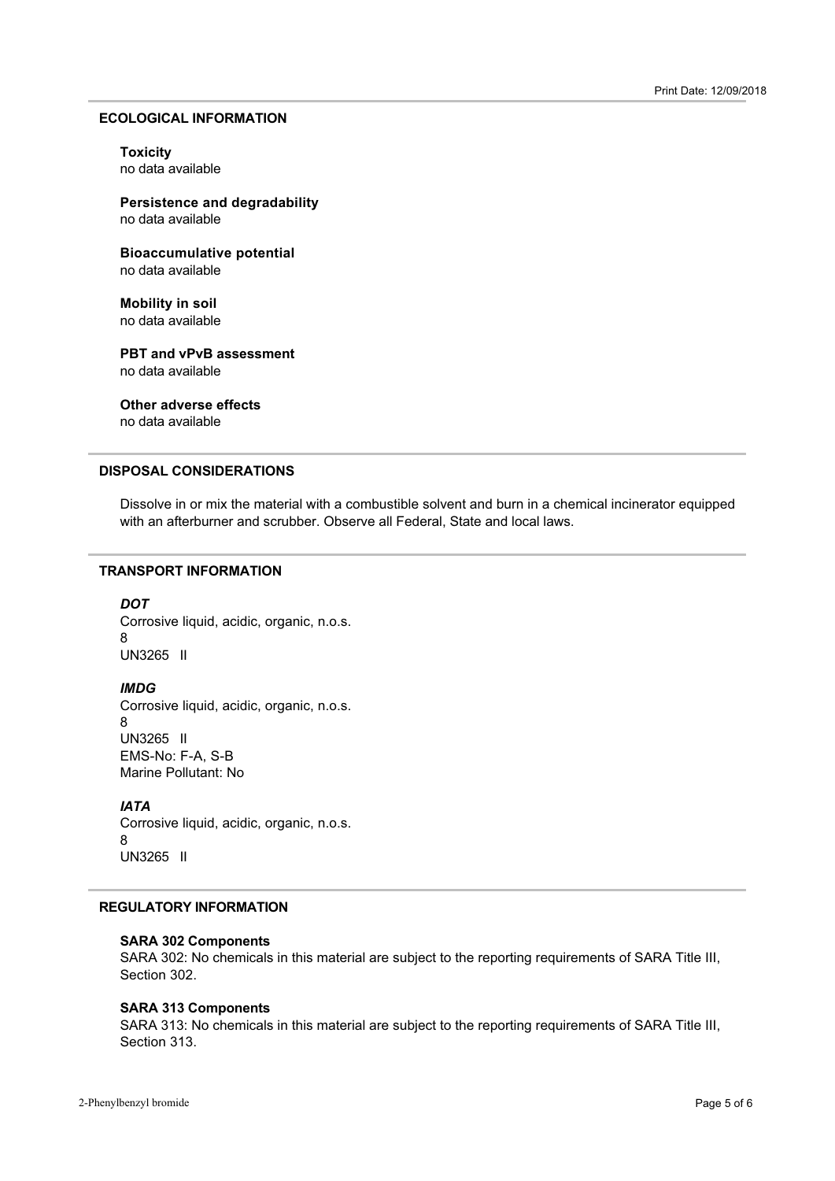## ECOLOGICAL INFORMATION

**Toxicity**
no data available

**Persistence and degradability**
no data available

**Bioaccumulative potential**
no data available

**Mobility in soil**
no data available

**PBT and vPvB assessment**
no data available

**Other adverse effects**
no data available

## DISPOSAL CONSIDERATIONS

Dissolve in or mix the material with a combustible solvent and burn in a chemical incinerator equipped with an afterburner and scrubber. Observe all Federal, State and local laws.

## TRANSPORT INFORMATION

***DOT***
Corrosive liquid, acidic, organic, n.o.s.
8
UN3265 II

***IMDG***
Corrosive liquid, acidic, organic, n.o.s.
8
UN3265 II
EMS-No: F-A, S-B
Marine Pollutant: No

***IATA***
Corrosive liquid, acidic, organic, n.o.s.
8
UN3265 II

## REGULATORY INFORMATION

**SARA 302 Components**
SARA 302: No chemicals in this material are subject to the reporting requirements of SARA Title III, Section 302.

**SARA 313 Components**
SARA 313: No chemicals in this material are subject to the reporting requirements of SARA Title III, Section 313.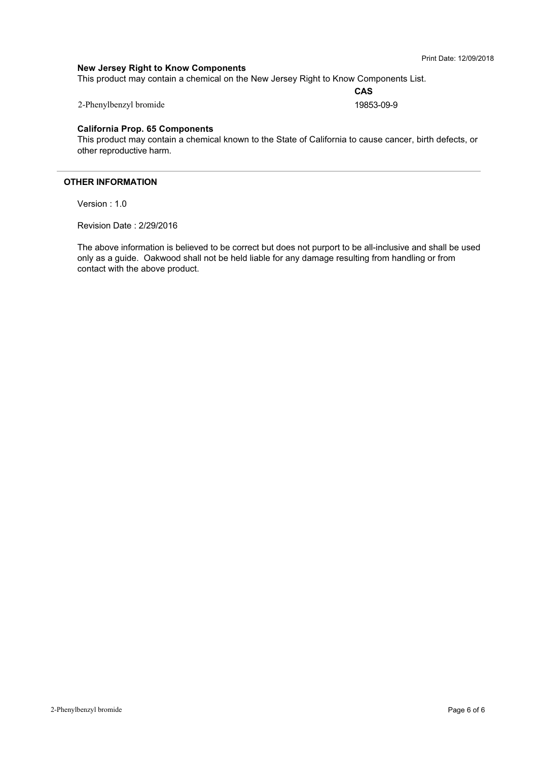**New Jersey Right to Know Components**

This product may contain a chemical on the New Jersey Right to Know Components List.

| | CAS |
|---|---|
| 2-Phenylbenzyl bromide | 19853-09-9 |

**California Prop. 65 Components**

This product may contain a chemical known to the State of California to cause cancer, birth defects, or other reproductive harm.

---

## OTHER INFORMATION

Version : 1.0

Revision Date : 2/29/2016

The above information is believed to be correct but does not purport to be all-inclusive and shall be used only as a guide. Oakwood shall not be held liable for any damage resulting from handling or from contact with the above product.